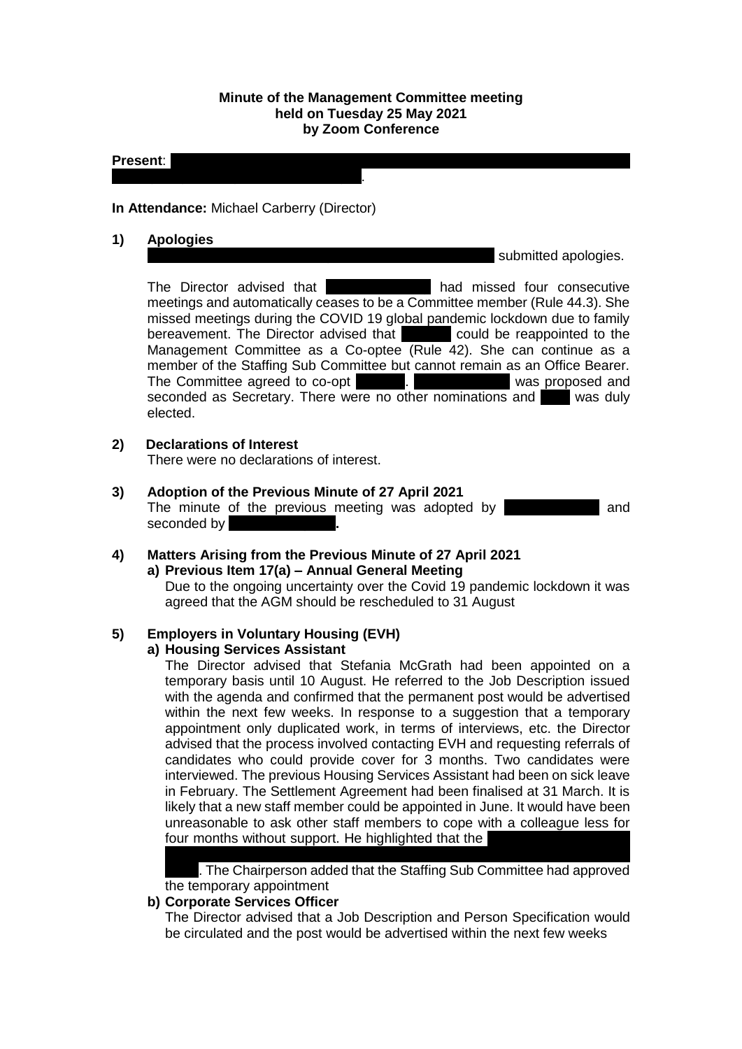**Minute of the Management Committee meeting held on Tuesday 25 May 2021 by Zoom Conference**

**Present**: .

**In Attendance:** Michael Carberry (Director)

**1) Apologies**

submitted apologies.

The Director advised that had missed four consecutive meetings and automatically ceases to be a Committee member (Rule 44.3). She missed meetings during the COVID 19 global pandemic lockdown due to family bereavement. The Director advised that could be reappointed to the Management Committee as a Co-optee (Rule 42). She can continue as a member of the Staffing Sub Committee but cannot remain as an Office Bearer. The Committee agreed to co-opt . was proposed and seconded as Secretary. There were no other nominations and was duly elected.

**2) Declarations of Interest**

There were no declarations of interest.

**3) Adoption of the Previous Minute of 27 April 2021**

The minute of the previous meeting was adopted by and seconded by **.**

**4) Matters Arising from the Previous Minute of 27 April 2021**

**a) Previous Item 17(a) – Annual General Meeting**

Due to the ongoing uncertainty over the Covid 19 pandemic lockdown it was agreed that the AGM should be rescheduled to 31 August

**5) Employers in Voluntary Housing (EVH)**

**a) Housing Services Assistant**

The Director advised that Stefania McGrath had been appointed on a temporary basis until 10 August. He referred to the Job Description issued with the agenda and confirmed that the permanent post would be advertised within the next few weeks. In response to a suggestion that a temporary appointment only duplicated work, in terms of interviews, etc. the Director advised that the process involved contacting EVH and requesting referrals of candidates who could provide cover for 3 months. Two candidates were interviewed. The previous Housing Services Assistant had been on sick leave in February. The Settlement Agreement had been finalised at 31 March. It is likely that a new staff member could be appointed in June. It would have been unreasonable to ask other staff members to cope with a colleague less for four months without support. He highlighted that the . The Chairperson added that the Staffing Sub Committee had approved the temporary appointment

**b) Corporate Services Officer**

The Director advised that a Job Description and Person Specification would be circulated and the post would be advertised within the next few weeks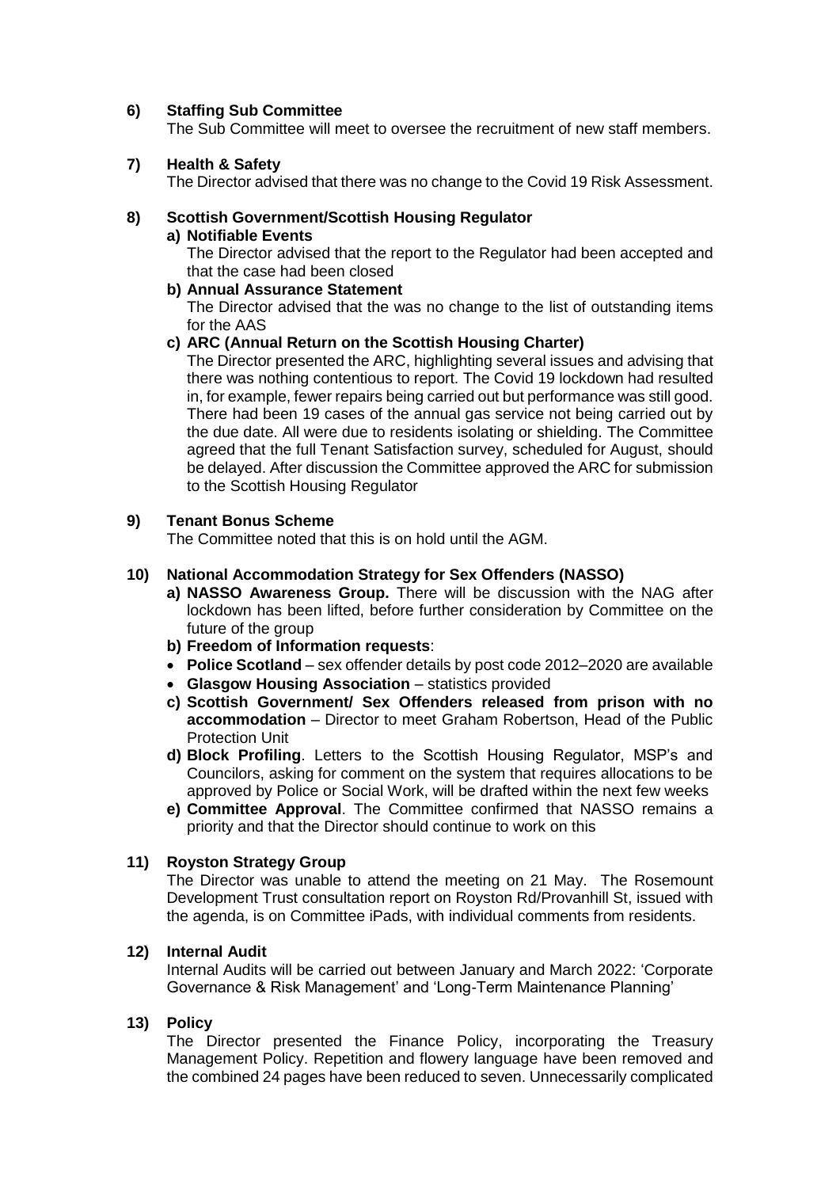**6) Staffing Sub Committee**

The Sub Committee will meet to oversee the recruitment of new staff members.

**7) Health & Safety**

The Director advised that there was no change to the Covid 19 Risk Assessment.

**8) Scottish Government/Scottish Housing Regulator**

**a) Notifiable Events**

The Director advised that the report to the Regulator had been accepted and that the case had been closed

**b) Annual Assurance Statement**

The Director advised that the was no change to the list of outstanding items for the AAS

**c) ARC (Annual Return on the Scottish Housing Charter)**

The Director presented the ARC, highlighting several issues and advising that there was nothing contentious to report. The Covid 19 lockdown had resulted in, for example, fewer repairs being carried out but performance was still good. There had been 19 cases of the annual gas service not being carried out by the due date. All were due to residents isolating or shielding. The Committee agreed that the full Tenant Satisfaction survey, scheduled for August, should be delayed. After discussion the Committee approved the ARC for submission to the Scottish Housing Regulator

**9) Tenant Bonus Scheme**

The Committee noted that this is on hold until the AGM.

**10) National Accommodation Strategy for Sex Offenders (NASSO)**

**a) NASSO Awareness Group.** There will be discussion with the NAG after lockdown has been lifted, before further consideration by Committee on the future of the group

**b) Freedom of Information requests**:

- **Police Scotland** – sex offender details by post code 2012–2020 are available
- **Glasgow Housing Association** – statistics provided

**c) Scottish Government/ Sex Offenders released from prison with no accommodation** – Director to meet Graham Robertson, Head of the Public Protection Unit

**d) Block Profiling**. Letters to the Scottish Housing Regulator, MSP's and Councilors, asking for comment on the system that requires allocations to be approved by Police or Social Work, will be drafted within the next few weeks

**e) Committee Approval**. The Committee confirmed that NASSO remains a priority and that the Director should continue to work on this

**11) Royston Strategy Group**

The Director was unable to attend the meeting on 21 May. The Rosemount Development Trust consultation report on Royston Rd/Provanhill St, issued with the agenda, is on Committee iPads, with individual comments from residents.

**12) Internal Audit**

Internal Audits will be carried out between January and March 2022: 'Corporate Governance & Risk Management' and 'Long-Term Maintenance Planning'

**13) Policy**

The Director presented the Finance Policy, incorporating the Treasury Management Policy. Repetition and flowery language have been removed and the combined 24 pages have been reduced to seven. Unnecessarily complicated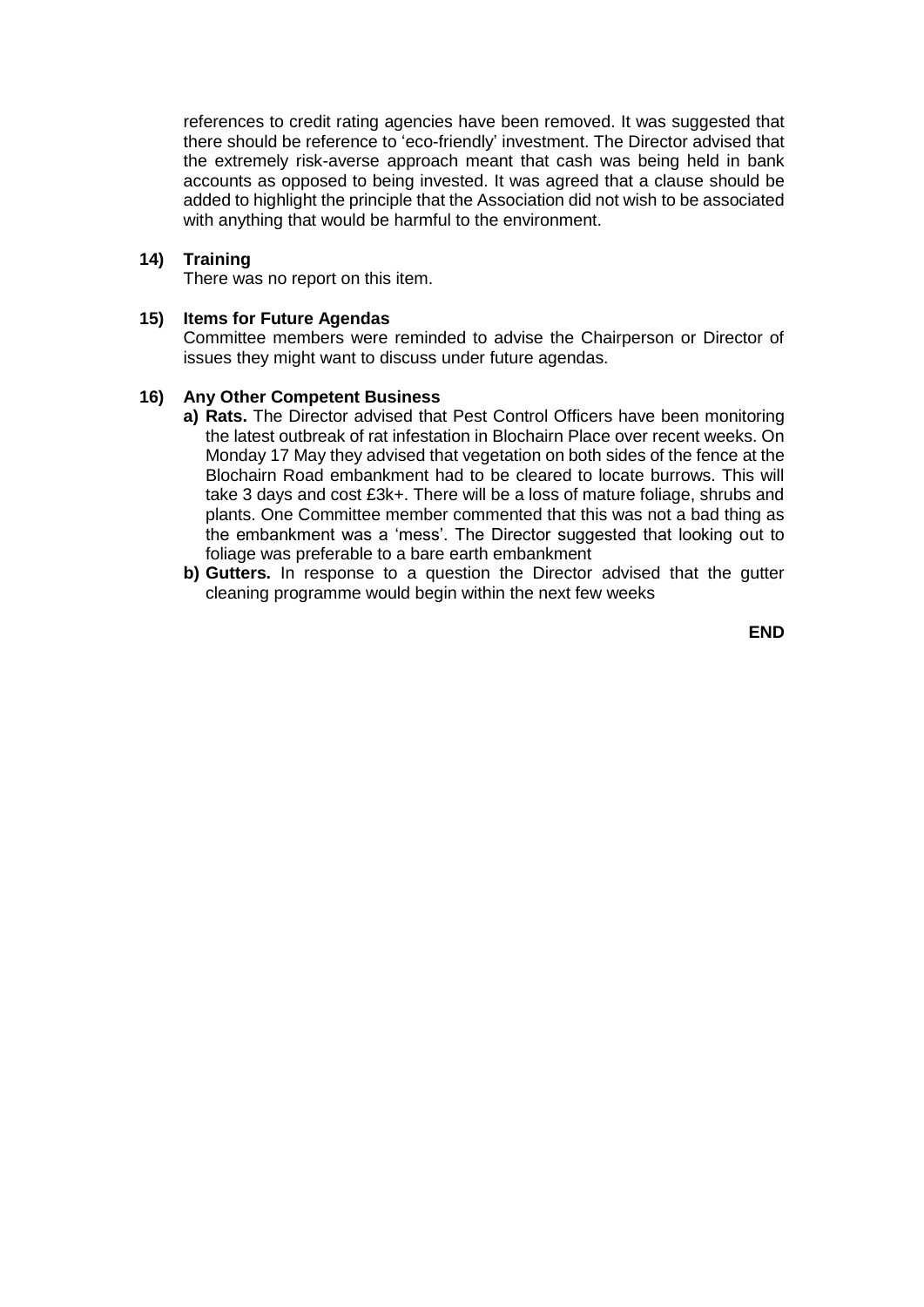references to credit rating agencies have been removed. It was suggested that there should be reference to 'eco-friendly' investment. The Director advised that the extremely risk-averse approach meant that cash was being held in bank accounts as opposed to being invested. It was agreed that a clause should be added to highlight the principle that the Association did not wish to be associated with anything that would be harmful to the environment.

**14) Training**

There was no report on this item.

**15) Items for Future Agendas**

Committee members were reminded to advise the Chairperson or Director of issues they might want to discuss under future agendas.

**16) Any Other Competent Business**

**a) Rats.** The Director advised that Pest Control Officers have been monitoring the latest outbreak of rat infestation in Blochairn Place over recent weeks. On Monday 17 May they advised that vegetation on both sides of the fence at the Blochairn Road embankment had to be cleared to locate burrows. This will take 3 days and cost £3k+. There will be a loss of mature foliage, shrubs and plants. One Committee member commented that this was not a bad thing as the embankment was a 'mess'. The Director suggested that looking out to foliage was preferable to a bare earth embankment

**b) Gutters.** In response to a question the Director advised that the gutter cleaning programme would begin within the next few weeks

**END**